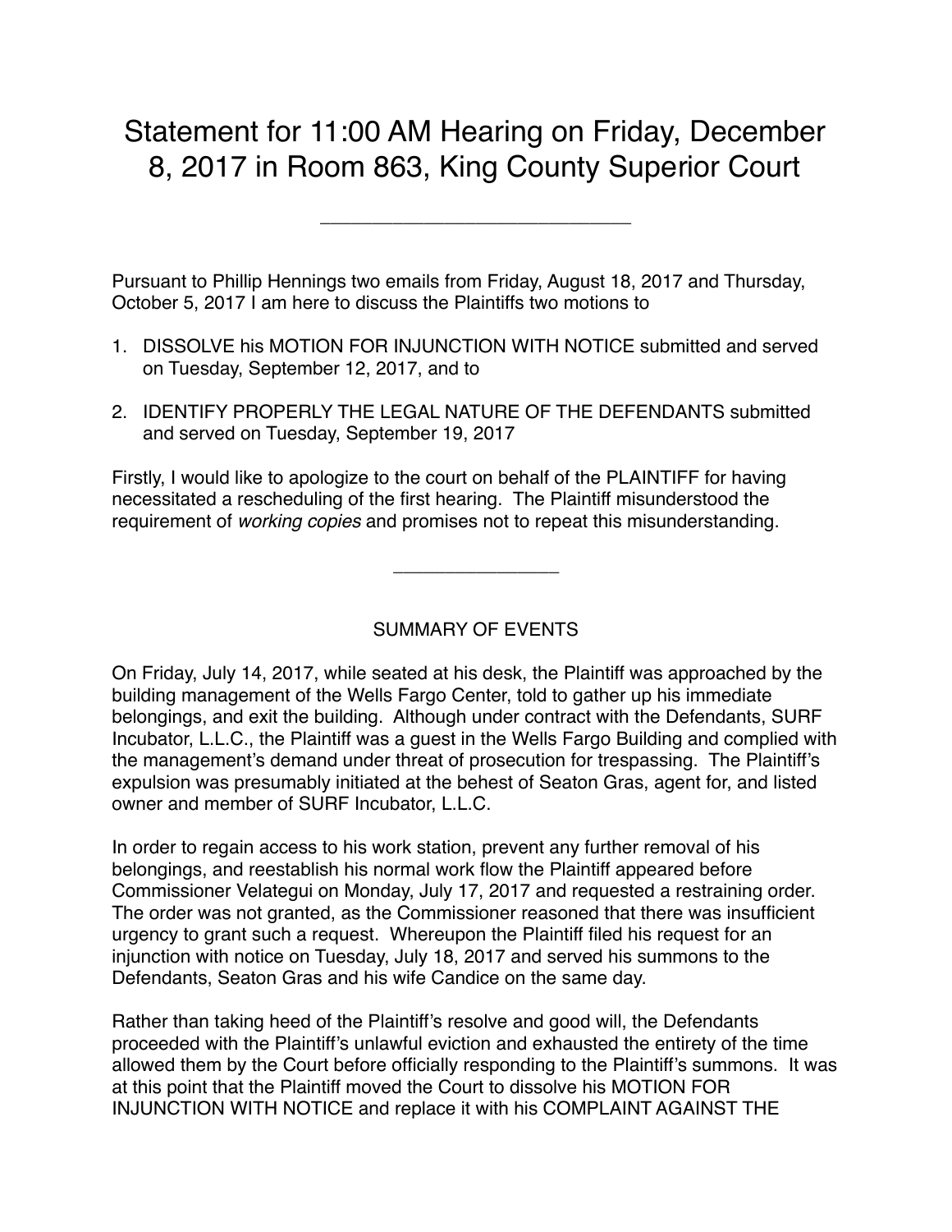# Statement for 11:00 AM Hearing on Friday, December 8, 2017 in Room 863, King County Superior Court

---

Pursuant to Phillip Hennings two emails from Friday, August 18, 2017 and Thursday, October 5, 2017 I am here to discuss the Plaintiffs two motions to

1. DISSOLVE his MOTION FOR INJUNCTION WITH NOTICE submitted and served on Tuesday, September 12, 2017, and to
2. IDENTIFY PROPERLY THE LEGAL NATURE OF THE DEFENDANTS submitted and served on Tuesday, September 19, 2017

Firstly, I would like to apologize to the court on behalf of the PLAINTIFF for having necessitated a rescheduling of the first hearing. The Plaintiff misunderstood the requirement of *working copies* and promises not to repeat this misunderstanding.

---

## SUMMARY OF EVENTS

On Friday, July 14, 2017, while seated at his desk, the Plaintiff was approached by the building management of the Wells Fargo Center, told to gather up his immediate belongings, and exit the building. Although under contract with the Defendants, SURF Incubator, L.L.C., the Plaintiff was a guest in the Wells Fargo Building and complied with the management's demand under threat of prosecution for trespassing. The Plaintiff's expulsion was presumably initiated at the behest of Seaton Gras, agent for, and listed owner and member of SURF Incubator, L.L.C.

In order to regain access to his work station, prevent any further removal of his belongings, and reestablish his normal work flow the Plaintiff appeared before Commissioner Velategui on Monday, July 17, 2017 and requested a restraining order. The order was not granted, as the Commissioner reasoned that there was insufficient urgency to grant such a request. Whereupon the Plaintiff filed his request for an injunction with notice on Tuesday, July 18, 2017 and served his summons to the Defendants, Seaton Gras and his wife Candice on the same day.

Rather than taking heed of the Plaintiff's resolve and good will, the Defendants proceeded with the Plaintiff's unlawful eviction and exhausted the entirety of the time allowed them by the Court before officially responding to the Plaintiff's summons. It was at this point that the Plaintiff moved the Court to dissolve his MOTION FOR INJUNCTION WITH NOTICE and replace it with his COMPLAINT AGAINST THE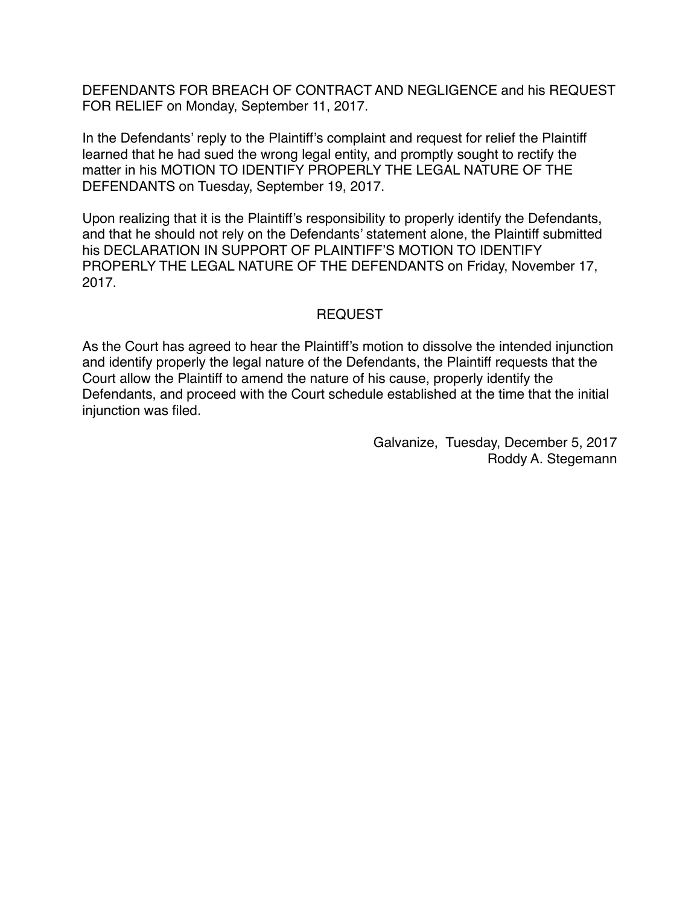DEFENDANTS FOR BREACH OF CONTRACT AND NEGLIGENCE and his REQUEST FOR RELIEF on Monday, September 11, 2017.

In the Defendants' reply to the Plaintiff's complaint and request for relief the Plaintiff learned that he had sued the wrong legal entity, and promptly sought to rectify the matter in his MOTION TO IDENTIFY PROPERLY THE LEGAL NATURE OF THE DEFENDANTS on Tuesday, September 19, 2017.

Upon realizing that it is the Plaintiff's responsibility to properly identify the Defendants, and that he should not rely on the Defendants' statement alone, the Plaintiff submitted his DECLARATION IN SUPPORT OF PLAINTIFF'S MOTION TO IDENTIFY PROPERLY THE LEGAL NATURE OF THE DEFENDANTS on Friday, November 17, 2017.

## REQUEST

As the Court has agreed to hear the Plaintiff's motion to dissolve the intended injunction and identify properly the legal nature of the Defendants, the Plaintiff requests that the Court allow the Plaintiff to amend the nature of his cause, properly identify the Defendants, and proceed with the Court schedule established at the time that the initial injunction was filed.

Galvanize, Tuesday, December 5, 2017
Roddy A. Stegemann